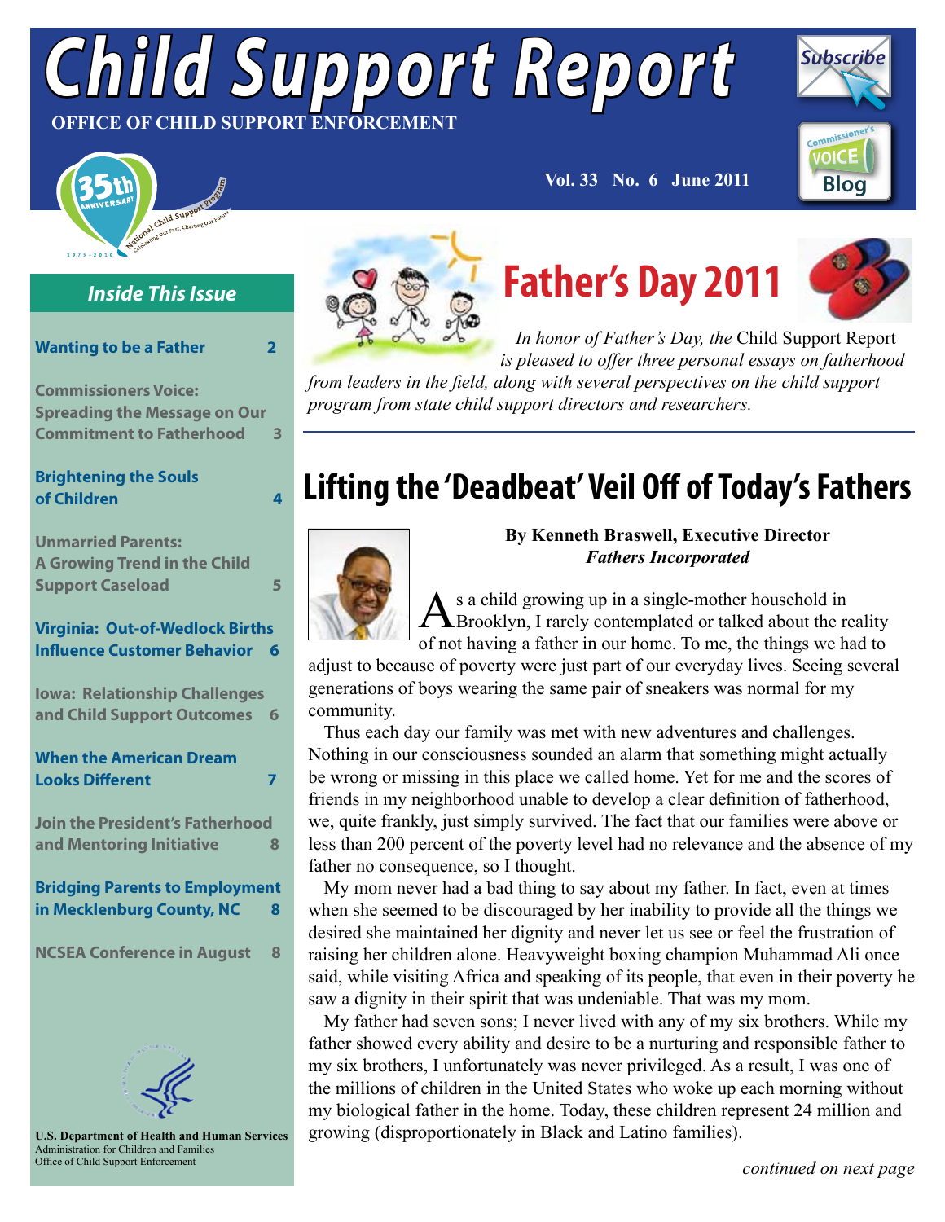# Child Support Report

**OFFICE OF CHILD SUPPORT ENFORCEMENT**

Vol. 33 No. 6 June 2011

## Inside This Issue

- Wanting to be a Father — 2
- Commissioners Voice: Spreading the Message on Our Commitment to Fatherhood — 3
- Brightening the Souls of Children — 4
- Unmarried Parents: A Growing Trend in the Child Support Caseload — 5
- Virginia: Out-of-Wedlock Births Influence Customer Behavior — 6
- Iowa: Relationship Challenges and Child Support Outcomes — 6
- When the American Dream Looks Different — 7
- Join the President's Fatherhood and Mentoring Initiative — 8
- Bridging Parents to Employment in Mecklenburg County, NC — 8
- NCSEA Conference in August — 8

**U.S. Department of Health and Human Services**
Administration for Children and Families
Office of Child Support Enforcement

# Father's Day 2011

*In honor of Father's Day, the* Child Support Report *is pleased to offer three personal essays on fatherhood from leaders in the field, along with several perspectives on the child support program from state child support directors and researchers.*

## Lifting the 'Deadbeat' Veil Off of Today's Fathers

**By Kenneth Braswell, Executive Director**
***Fathers Incorporated***

As a child growing up in a single-mother household in Brooklyn, I rarely contemplated or talked about the reality of not having a father in our home. To me, the things we had to adjust to because of poverty were just part of our everyday lives. Seeing several generations of boys wearing the same pair of sneakers was normal for my community.

Thus each day our family was met with new adventures and challenges. Nothing in our consciousness sounded an alarm that something might actually be wrong or missing in this place we called home. Yet for me and the scores of friends in my neighborhood unable to develop a clear definition of fatherhood, we, quite frankly, just simply survived. The fact that our families were above or less than 200 percent of the poverty level had no relevance and the absence of my father no consequence, so I thought.

My mom never had a bad thing to say about my father. In fact, even at times when she seemed to be discouraged by her inability to provide all the things we desired she maintained her dignity and never let us see or feel the frustration of raising her children alone. Heavyweight boxing champion Muhammad Ali once said, while visiting Africa and speaking of its people, that even in their poverty he saw a dignity in their spirit that was undeniable. That was my mom.

My father had seven sons; I never lived with any of my six brothers. While my father showed every ability and desire to be a nurturing and responsible father to my six brothers, I unfortunately was never privileged. As a result, I was one of the millions of children in the United States who woke up each morning without my biological father in the home. Today, these children represent 24 million and growing (disproportionately in Black and Latino families).

*continued on next page*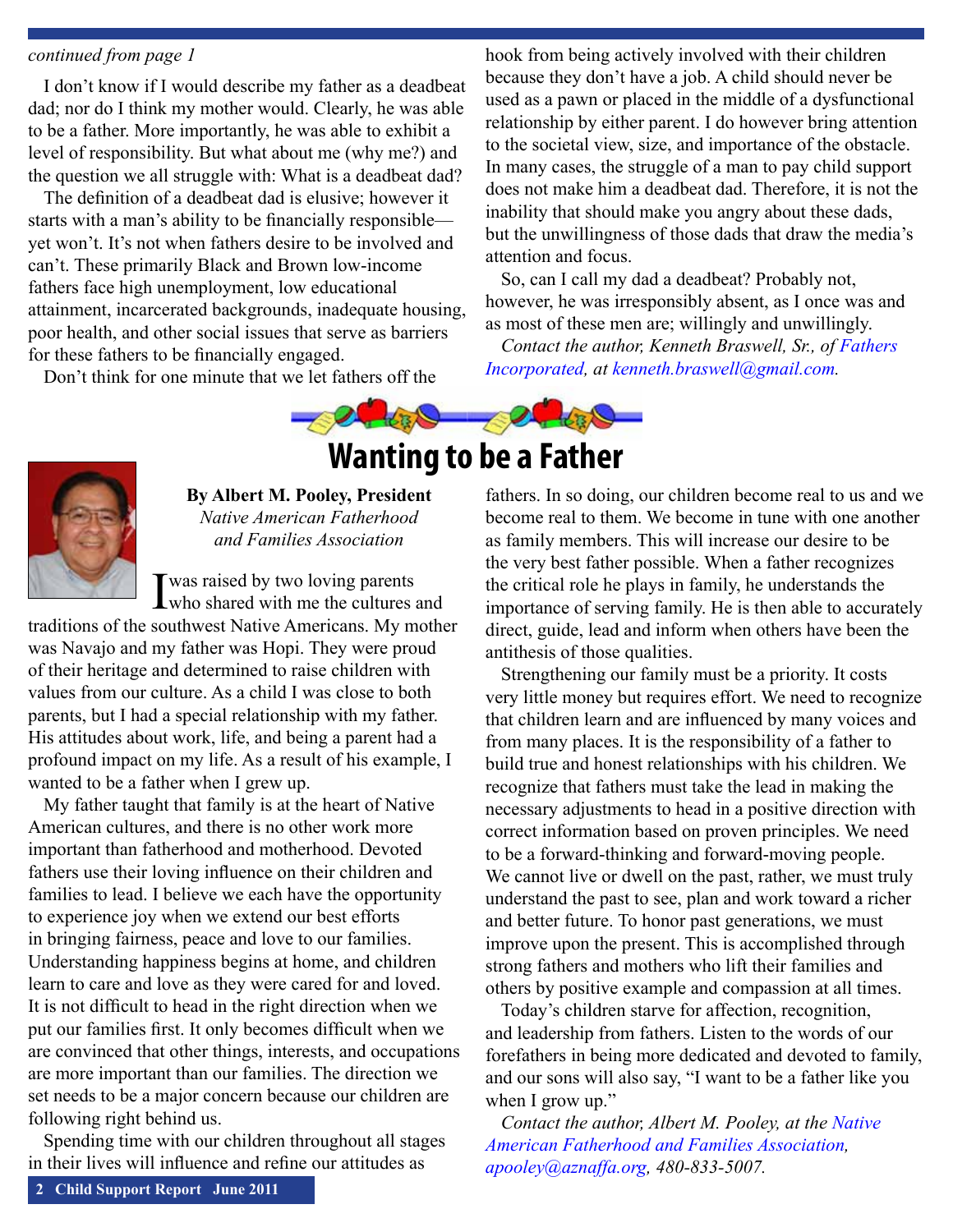*continued from page 1*

I don't know if I would describe my father as a deadbeat dad; nor do I think my mother would. Clearly, he was able to be a father. More importantly, he was able to exhibit a level of responsibility. But what about me (why me?) and the question we all struggle with: What is a deadbeat dad?

The definition of a deadbeat dad is elusive; however it starts with a man's ability to be financially responsible—yet won't. It's not when fathers desire to be involved and can't. These primarily Black and Brown low-income fathers face high unemployment, low educational attainment, incarcerated backgrounds, inadequate housing, poor health, and other social issues that serve as barriers for these fathers to be financially engaged.

Don't think for one minute that we let fathers off the hook from being actively involved with their children because they don't have a job. A child should never be used as a pawn or placed in the middle of a dysfunctional relationship by either parent. I do however bring attention to the societal view, size, and importance of the obstacle. In many cases, the struggle of a man to pay child support does not make him a deadbeat dad. Therefore, it is not the inability that should make you angry about these dads, but the unwillingness of those dads that draw the media's attention and focus.

So, can I call my dad a deadbeat? Probably not, however, he was irresponsibly absent, as I once was and as most of these men are; willingly and unwillingly.

*Contact the author, Kenneth Braswell, Sr., of Fathers Incorporated, at kenneth.braswell@gmail.com.*

# Wanting to be a Father

**By Albert M. Pooley, President**
*Native American Fatherhood and Families Association*

I was raised by two loving parents who shared with me the cultures and traditions of the southwest Native Americans. My mother was Navajo and my father was Hopi. They were proud of their heritage and determined to raise children with values from our culture. As a child I was close to both parents, but I had a special relationship with my father. His attitudes about work, life, and being a parent had a profound impact on my life. As a result of his example, I wanted to be a father when I grew up.

My father taught that family is at the heart of Native American cultures, and there is no other work more important than fatherhood and motherhood. Devoted fathers use their loving influence on their children and families to lead. I believe we each have the opportunity to experience joy when we extend our best efforts in bringing fairness, peace and love to our families. Understanding happiness begins at home, and children learn to care and love as they were cared for and loved. It is not difficult to head in the right direction when we put our families first. It only becomes difficult when we are convinced that other things, interests, and occupations are more important than our families. The direction we set needs to be a major concern because our children are following right behind us.

Spending time with our children throughout all stages in their lives will influence and refine our attitudes as fathers. In so doing, our children become real to us and we become real to them. We become in tune with one another as family members. This will increase our desire to be the very best father possible. When a father recognizes the critical role he plays in family, he understands the importance of serving family. He is then able to accurately direct, guide, lead and inform when others have been the antithesis of those qualities.

Strengthening our family must be a priority. It costs very little money but requires effort. We need to recognize that children learn and are influenced by many voices and from many places. It is the responsibility of a father to build true and honest relationships with his children. We recognize that fathers must take the lead in making the necessary adjustments to head in a positive direction with correct information based on proven principles. We need to be a forward-thinking and forward-moving people. We cannot live or dwell on the past, rather, we must truly understand the past to see, plan and work toward a richer and better future. To honor past generations, we must improve upon the present. This is accomplished through strong fathers and mothers who lift their families and others by positive example and compassion at all times.

Today's children starve for affection, recognition, and leadership from fathers. Listen to the words of our forefathers in being more dedicated and devoted to family, and our sons will also say, "I want to be a father like you when I grow up."

*Contact the author, Albert M. Pooley, at the Native American Fatherhood and Families Association, apooley@aznaffa.org, 480-833-5007.*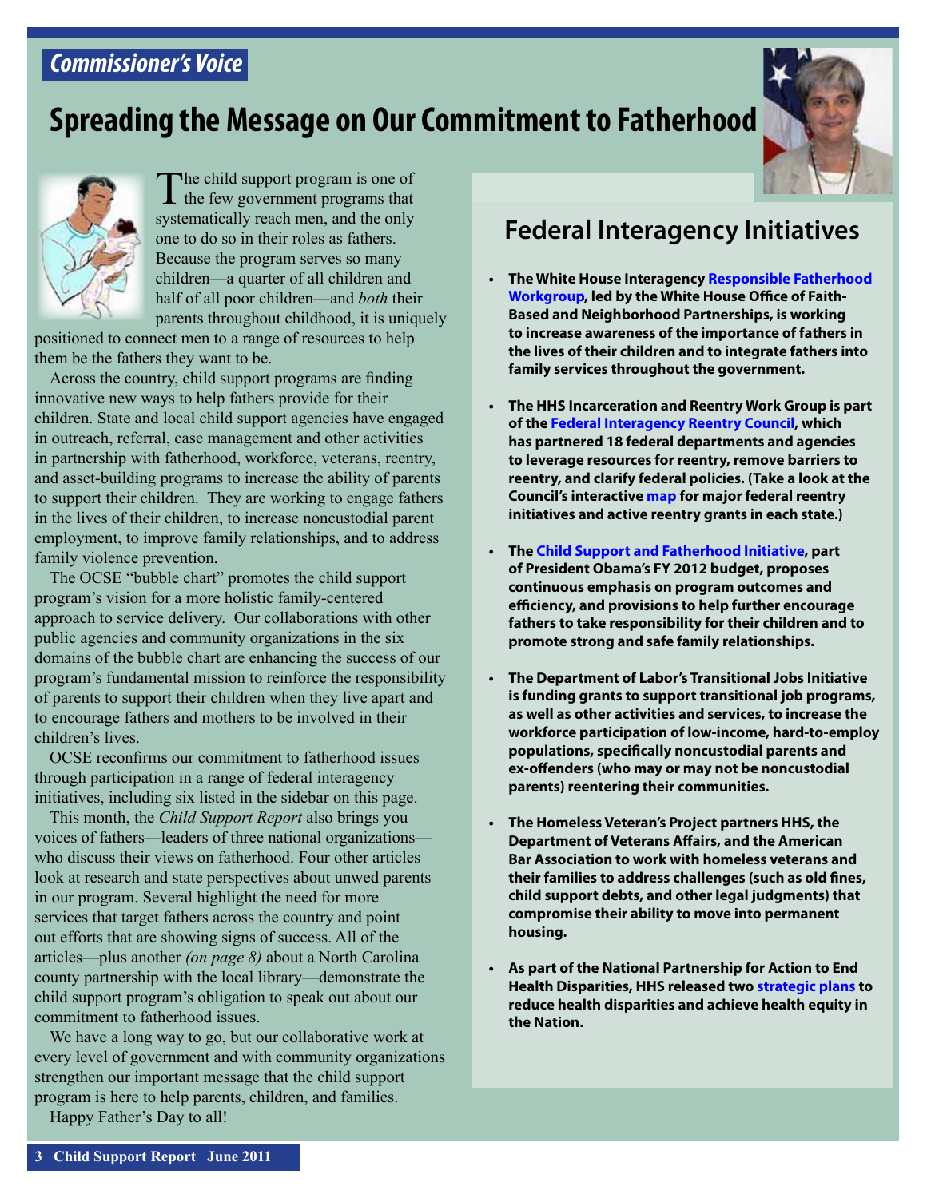*Commissioner's Voice*

# Spreading the Message on Our Commitment to Fatherhood

The child support program is one of the few government programs that systematically reach men, and the only one to do so in their roles as fathers. Because the program serves so many children—a quarter of all children and half of all poor children—and *both* their parents throughout childhood, it is uniquely positioned to connect men to a range of resources to help them be the fathers they want to be.

Across the country, child support programs are finding innovative new ways to help fathers provide for their children. State and local child support agencies have engaged in outreach, referral, case management and other activities in partnership with fatherhood, workforce, veterans, reentry, and asset-building programs to increase the ability of parents to support their children. They are working to engage fathers in the lives of their children, to increase noncustodial parent employment, to improve family relationships, and to address family violence prevention.

The OCSE "bubble chart" promotes the child support program's vision for a more holistic family-centered approach to service delivery. Our collaborations with other public agencies and community organizations in the six domains of the bubble chart are enhancing the success of our program's fundamental mission to reinforce the responsibility of parents to support their children when they live apart and to encourage fathers and mothers to be involved in their children's lives.

OCSE reconfirms our commitment to fatherhood issues through participation in a range of federal interagency initiatives, including six listed in the sidebar on this page.

This month, the *Child Support Report* also brings you voices of fathers—leaders of three national organizations—who discuss their views on fatherhood. Four other articles look at research and state perspectives about unwed parents in our program. Several highlight the need for more services that target fathers across the country and point out efforts that are showing signs of success. All of the articles—plus another *(on page 8)* about a North Carolina county partnership with the local library—demonstrate the child support program's obligation to speak out about our commitment to fatherhood issues.

We have a long way to go, but our collaborative work at every level of government and with community organizations strengthen our important message that the child support program is here to help parents, children, and families.

Happy Father's Day to all!

## Federal Interagency Initiatives

- **The White House Interagency Responsible Fatherhood Workgroup, led by the White House Office of Faith-Based and Neighborhood Partnerships, is working to increase awareness of the importance of fathers in the lives of their children and to integrate fathers into family services throughout the government.**
- **The HHS Incarceration and Reentry Work Group is part of the Federal Interagency Reentry Council, which has partnered 18 federal departments and agencies to leverage resources for reentry, remove barriers to reentry, and clarify federal policies. (Take a look at the Council's interactive map for major federal reentry initiatives and active reentry grants in each state.)**
- **The Child Support and Fatherhood Initiative, part of President Obama's FY 2012 budget, proposes continuous emphasis on program outcomes and efficiency, and provisions to help further encourage fathers to take responsibility for their children and to promote strong and safe family relationships.**
- **The Department of Labor's Transitional Jobs Initiative is funding grants to support transitional job programs, as well as other activities and services, to increase the workforce participation of low-income, hard-to-employ populations, specifically noncustodial parents and ex-offenders (who may or may not be noncustodial parents) reentering their communities.**
- **The Homeless Veteran's Project partners HHS, the Department of Veterans Affairs, and the American Bar Association to work with homeless veterans and their families to address challenges (such as old fines, child support debts, and other legal judgments) that compromise their ability to move into permanent housing.**
- **As part of the National Partnership for Action to End Health Disparities, HHS released two strategic plans to reduce health disparities and achieve health equity in the Nation.**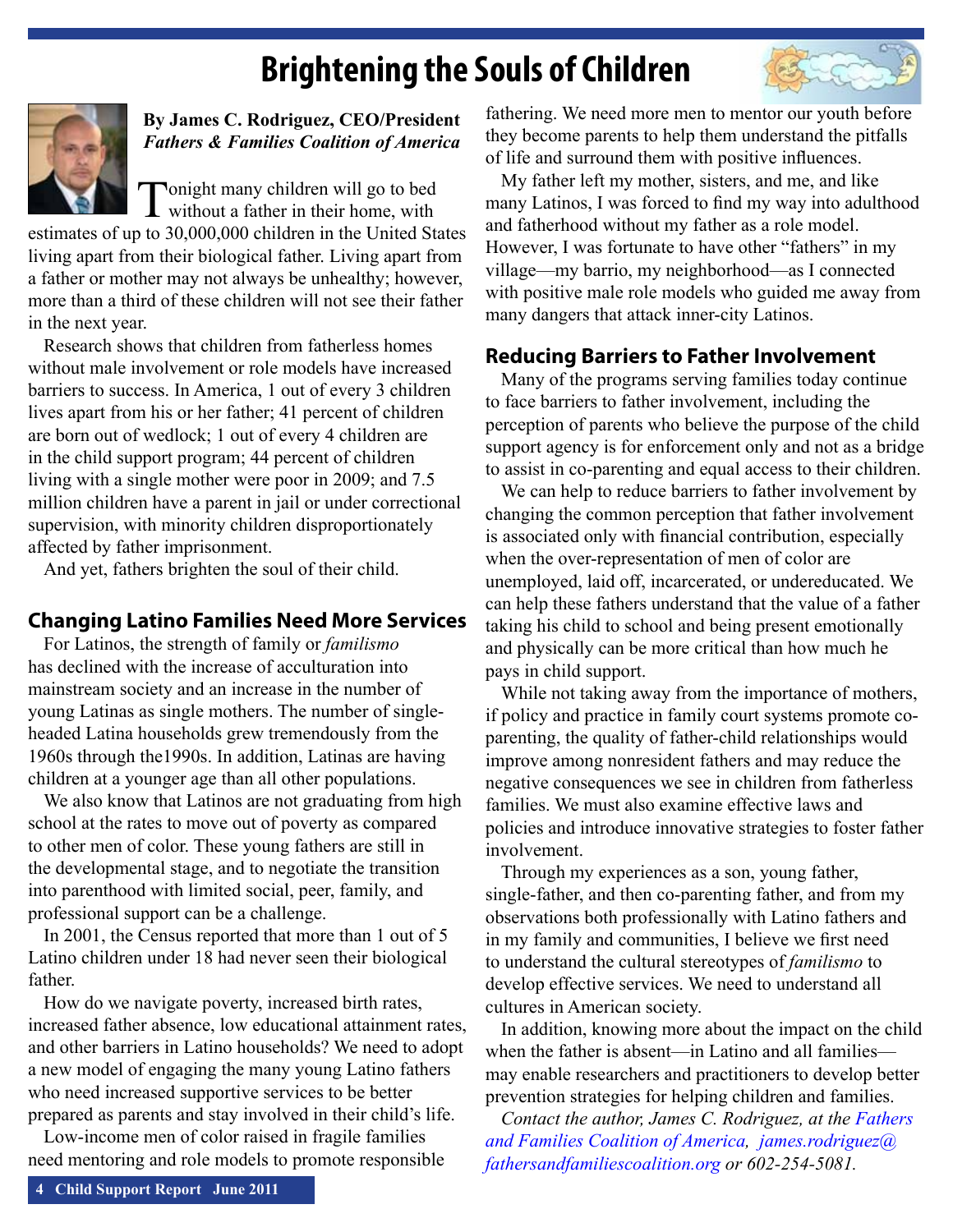# Brightening the Souls of Children

**By James C. Rodriguez, CEO/President**
***Fathers & Families Coalition of America***

Tonight many children will go to bed without a father in their home, with estimates of up to 30,000,000 children in the United States living apart from their biological father. Living apart from a father or mother may not always be unhealthy; however, more than a third of these children will not see their father in the next year.

Research shows that children from fatherless homes without male involvement or role models have increased barriers to success. In America, 1 out of every 3 children lives apart from his or her father; 41 percent of children are born out of wedlock; 1 out of every 4 children are in the child support program; 44 percent of children living with a single mother were poor in 2009; and 7.5 million children have a parent in jail or under correctional supervision, with minority children disproportionately affected by father imprisonment.

And yet, fathers brighten the soul of their child.

## Changing Latino Families Need More Services

For Latinos, the strength of family or *familismo* has declined with the increase of acculturation into mainstream society and an increase in the number of young Latinas as single mothers. The number of single-headed Latina households grew tremendously from the 1960s through the1990s. In addition, Latinas are having children at a younger age than all other populations.

We also know that Latinos are not graduating from high school at the rates to move out of poverty as compared to other men of color. These young fathers are still in the developmental stage, and to negotiate the transition into parenthood with limited social, peer, family, and professional support can be a challenge.

In 2001, the Census reported that more than 1 out of 5 Latino children under 18 had never seen their biological father.

How do we navigate poverty, increased birth rates, increased father absence, low educational attainment rates, and other barriers in Latino households? We need to adopt a new model of engaging the many young Latino fathers who need increased supportive services to be better prepared as parents and stay involved in their child's life.

Low-income men of color raised in fragile families need mentoring and role models to promote responsible fathering. We need more men to mentor our youth before they become parents to help them understand the pitfalls of life and surround them with positive influences.

My father left my mother, sisters, and me, and like many Latinos, I was forced to find my way into adulthood and fatherhood without my father as a role model. However, I was fortunate to have other "fathers" in my village—my barrio, my neighborhood—as I connected with positive male role models who guided me away from many dangers that attack inner-city Latinos.

## Reducing Barriers to Father Involvement

Many of the programs serving families today continue to face barriers to father involvement, including the perception of parents who believe the purpose of the child support agency is for enforcement only and not as a bridge to assist in co-parenting and equal access to their children.

We can help to reduce barriers to father involvement by changing the common perception that father involvement is associated only with financial contribution, especially when the over-representation of men of color are unemployed, laid off, incarcerated, or undereducated. We can help these fathers understand that the value of a father taking his child to school and being present emotionally and physically can be more critical than how much he pays in child support.

While not taking away from the importance of mothers, if policy and practice in family court systems promote co-parenting, the quality of father-child relationships would improve among nonresident fathers and may reduce the negative consequences we see in children from fatherless families. We must also examine effective laws and policies and introduce innovative strategies to foster father involvement.

Through my experiences as a son, young father, single-father, and then co-parenting father, and from my observations both professionally with Latino fathers and in my family and communities, I believe we first need to understand the cultural stereotypes of *familismo* to develop effective services. We need to understand all cultures in American society.

In addition, knowing more about the impact on the child when the father is absent—in Latino and all families—may enable researchers and practitioners to develop better prevention strategies for helping children and families.

*Contact the author, James C. Rodriguez, at the Fathers and Families Coalition of America, james.rodriguez@fathersandfamiliescoalition.org or 602-254-5081.*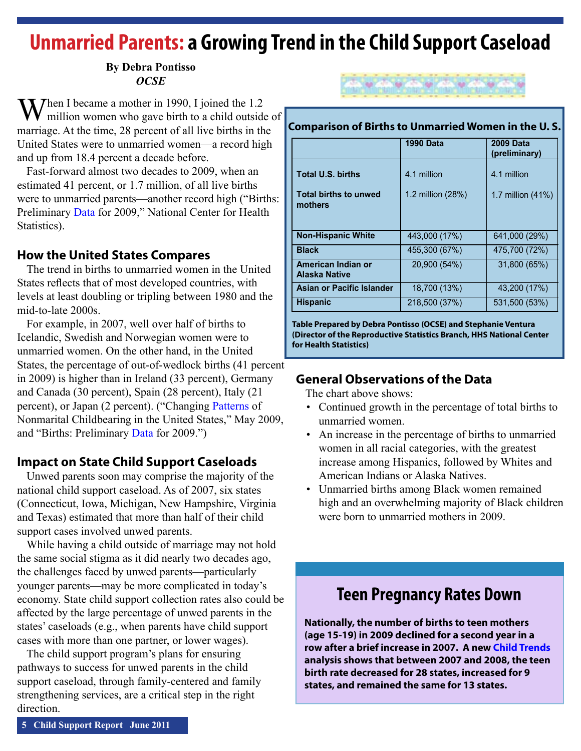# Unmarried Parents: a Growing Trend in the Child Support Caseload

**By Debra Pontisso**
*OCSE*

When I became a mother in 1990, I joined the 1.2 million women who gave birth to a child outside of marriage. At the time, 28 percent of all live births in the United States were to unmarried women—a record high and up from 18.4 percent a decade before.

Fast-forward almost two decades to 2009, when an estimated 41 percent, or 1.7 million, of all live births were to unmarried parents—another record high ("Births: Preliminary Data for 2009," National Center for Health Statistics).

## How the United States Compares

The trend in births to unmarried women in the United States reflects that of most developed countries, with levels at least doubling or tripling between 1980 and the mid-to-late 2000s.

For example, in 2007, well over half of births to Icelandic, Swedish and Norwegian women were to unmarried women. On the other hand, in the United States, the percentage of out-of-wedlock births (41 percent in 2009) is higher than in Ireland (33 percent), Germany and Canada (30 percent), Spain (28 percent), Italy (21 percent), or Japan (2 percent). ("Changing Patterns of Nonmarital Childbearing in the United States," May 2009, and "Births: Preliminary Data for 2009.")

## Impact on State Child Support Caseloads

Unwed parents soon may comprise the majority of the national child support caseload. As of 2007, six states (Connecticut, Iowa, Michigan, New Hampshire, Virginia and Texas) estimated that more than half of their child support cases involved unwed parents.

While having a child outside of marriage may not hold the same social stigma as it did nearly two decades ago, the challenges faced by unwed parents—particularly younger parents—may be more complicated in today's economy. State child support collection rates also could be affected by the large percentage of unwed parents in the states' caseloads (e.g., when parents have child support cases with more than one partner, or lower wages).

The child support program's plans for ensuring pathways to success for unwed parents in the child support caseload, through family-centered and family strengthening services, are a critical step in the right direction.

**Comparison of Births to Unmarried Women in the U. S.**

| | 1990 Data | 2009 Data (preliminary) |
|---|---|---|
| **Total U.S. births** | 4.1 million | 4.1 million |
| **Total births to unwed mothers** | 1.2 million (28%) | 1.7 million (41%) |
| **Non-Hispanic White** | 443,000 (17%) | 641,000 (29%) |
| **Black** | 455,300 (67%) | 475,700 (72%) |
| **American Indian or Alaska Native** | 20,900 (54%) | 31,800 (65%) |
| **Asian or Pacific Islander** | 18,700 (13%) | 43,200 (17%) |
| **Hispanic** | 218,500 (37%) | 531,500 (53%) |

**Table Prepared by Debra Pontisso (OCSE) and Stephanie Ventura (Director of the Reproductive Statistics Branch, HHS National Center for Health Statistics)**

## General Observations of the Data

The chart above shows:

- Continued growth in the percentage of total births to unmarried women.
- An increase in the percentage of births to unmarried women in all racial categories, with the greatest increase among Hispanics, followed by Whites and American Indians or Alaska Natives.
- Unmarried births among Black women remained high and an overwhelming majority of Black children were born to unmarried mothers in 2009.

## Teen Pregnancy Rates Down

**Nationally, the number of births to teen mothers (age 15-19) in 2009 declined for a second year in a row after a brief increase in 2007. A new Child Trends analysis shows that between 2007 and 2008, the teen birth rate decreased for 28 states, increased for 9 states, and remained the same for 13 states.**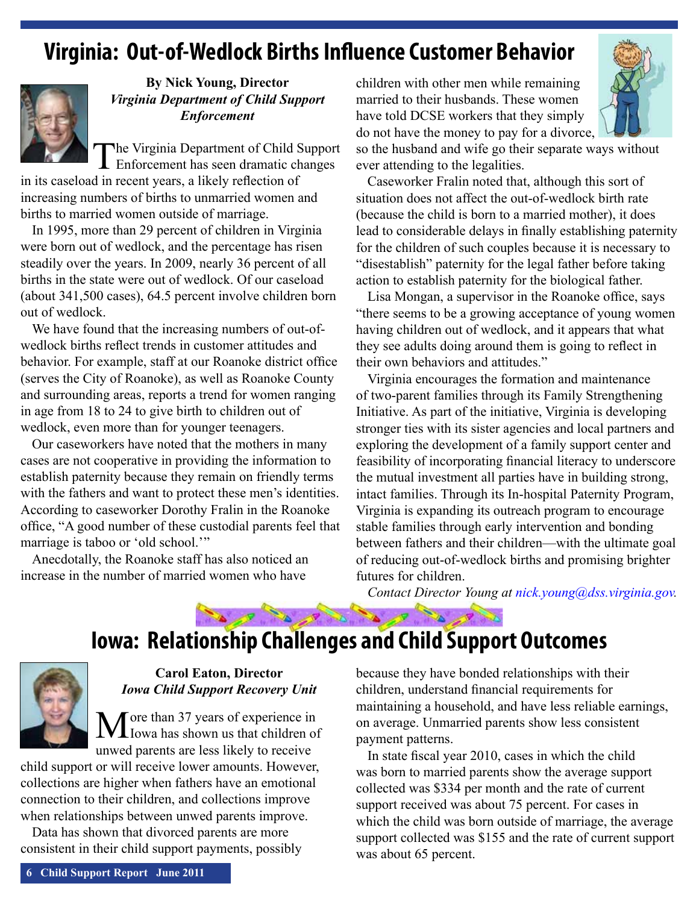# Virginia: Out-of-Wedlock Births Influence Customer Behavior

**By Nick Young, Director**
***Virginia Department of Child Support Enforcement***

The Virginia Department of Child Support Enforcement has seen dramatic changes in its caseload in recent years, a likely reflection of increasing numbers of births to unmarried women and births to married women outside of marriage.

In 1995, more than 29 percent of children in Virginia were born out of wedlock, and the percentage has risen steadily over the years. In 2009, nearly 36 percent of all births in the state were out of wedlock. Of our caseload (about 341,500 cases), 64.5 percent involve children born out of wedlock.

We have found that the increasing numbers of out-of-wedlock births reflect trends in customer attitudes and behavior. For example, staff at our Roanoke district office (serves the City of Roanoke), as well as Roanoke County and surrounding areas, reports a trend for women ranging in age from 18 to 24 to give birth to children out of wedlock, even more than for younger teenagers.

Our caseworkers have noted that the mothers in many cases are not cooperative in providing the information to establish paternity because they remain on friendly terms with the fathers and want to protect these men's identities. According to caseworker Dorothy Fralin in the Roanoke office, "A good number of these custodial parents feel that marriage is taboo or 'old school.'"

Anecdotally, the Roanoke staff has also noticed an increase in the number of married women who have children with other men while remaining married to their husbands. These women have told DCSE workers that they simply do not have the money to pay for a divorce, so the husband and wife go their separate ways without ever attending to the legalities.

Caseworker Fralin noted that, although this sort of situation does not affect the out-of-wedlock birth rate (because the child is born to a married mother), it does lead to considerable delays in finally establishing paternity for the children of such couples because it is necessary to "disestablish" paternity for the legal father before taking action to establish paternity for the biological father.

Lisa Mongan, a supervisor in the Roanoke office, says "there seems to be a growing acceptance of young women having children out of wedlock, and it appears that what they see adults doing around them is going to reflect in their own behaviors and attitudes."

Virginia encourages the formation and maintenance of two-parent families through its Family Strengthening Initiative. As part of the initiative, Virginia is developing stronger ties with its sister agencies and local partners and exploring the development of a family support center and feasibility of incorporating financial literacy to underscore the mutual investment all parties have in building strong, intact families. Through its In-hospital Paternity Program, Virginia is expanding its outreach program to encourage stable families through early intervention and bonding between fathers and their children—with the ultimate goal of reducing out-of-wedlock births and promising brighter futures for children.

*Contact Director Young at nick.young@dss.virginia.gov.*

# Iowa: Relationship Challenges and Child Support Outcomes

**Carol Eaton, Director**
***Iowa Child Support Recovery Unit***

More than 37 years of experience in Iowa has shown us that children of unwed parents are less likely to receive child support or will receive lower amounts. However, collections are higher when fathers have an emotional connection to their children, and collections improve when relationships between unwed parents improve.

Data has shown that divorced parents are more consistent in their child support payments, possibly because they have bonded relationships with their children, understand financial requirements for maintaining a household, and have less reliable earnings, on average. Unmarried parents show less consistent payment patterns.

In state fiscal year 2010, cases in which the child was born to married parents show the average support collected was $334 per month and the rate of current support received was about 75 percent. For cases in which the child was born outside of marriage, the average support collected was $155 and the rate of current support was about 65 percent.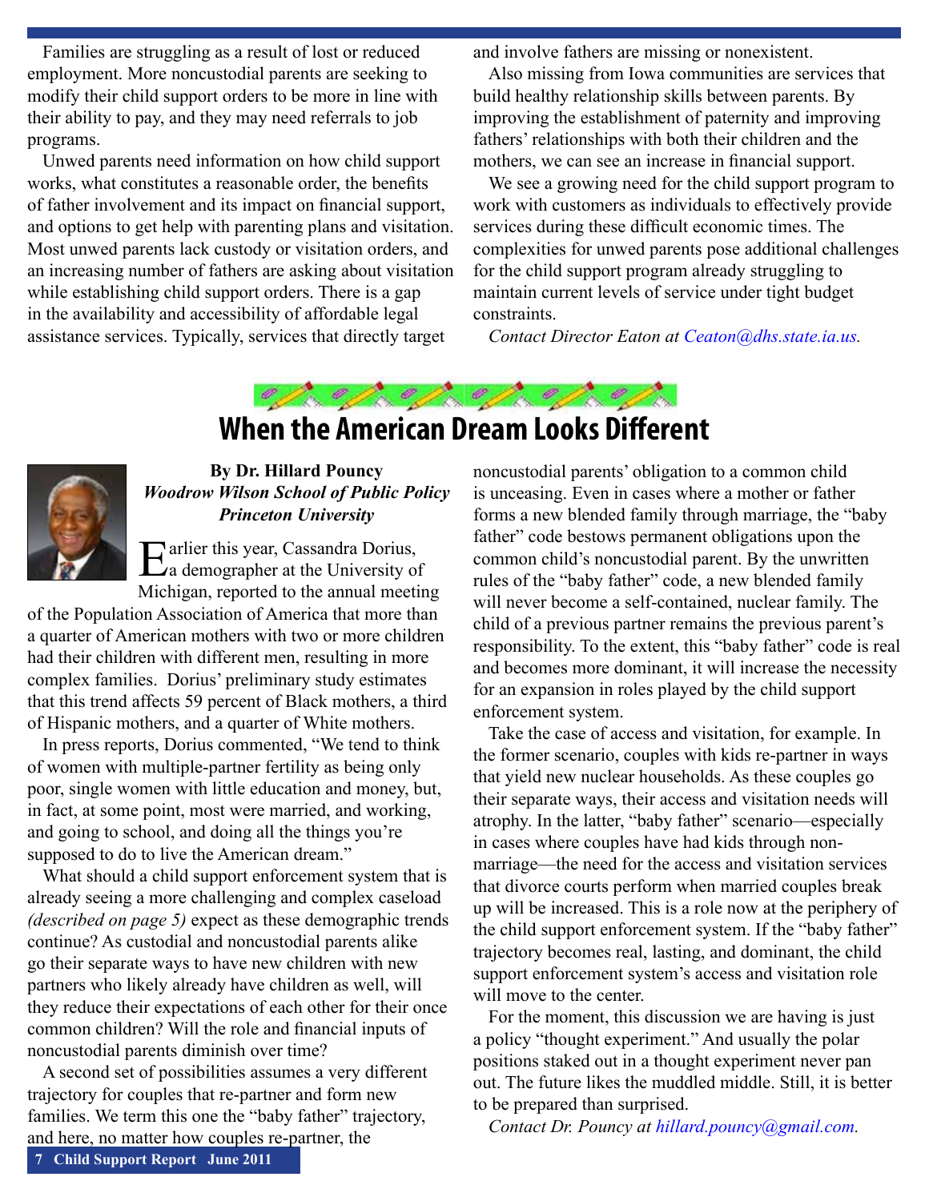Families are struggling as a result of lost or reduced employment. More noncustodial parents are seeking to modify their child support orders to be more in line with their ability to pay, and they may need referrals to job programs.

Unwed parents need information on how child support works, what constitutes a reasonable order, the benefits of father involvement and its impact on financial support, and options to get help with parenting plans and visitation. Most unwed parents lack custody or visitation orders, and an increasing number of fathers are asking about visitation while establishing child support orders. There is a gap in the availability and accessibility of affordable legal assistance services. Typically, services that directly target and involve fathers are missing or nonexistent.

Also missing from Iowa communities are services that build healthy relationship skills between parents. By improving the establishment of paternity and improving fathers' relationships with both their children and the mothers, we can see an increase in financial support.

We see a growing need for the child support program to work with customers as individuals to effectively provide services during these difficult economic times. The complexities for unwed parents pose additional challenges for the child support program already struggling to maintain current levels of service under tight budget constraints.

*Contact Director Eaton at Ceaton@dhs.state.ia.us.*

# When the American Dream Looks Different

**By Dr. Hillard Pouncy**
***Woodrow Wilson School of Public Policy***
***Princeton University***

Earlier this year, Cassandra Dorius, a demographer at the University of Michigan, reported to the annual meeting of the Population Association of America that more than a quarter of American mothers with two or more children had their children with different men, resulting in more complex families. Dorius' preliminary study estimates that this trend affects 59 percent of Black mothers, a third of Hispanic mothers, and a quarter of White mothers.

In press reports, Dorius commented, "We tend to think of women with multiple-partner fertility as being only poor, single women with little education and money, but, in fact, at some point, most were married, and working, and going to school, and doing all the things you're supposed to do to live the American dream."

What should a child support enforcement system that is already seeing a more challenging and complex caseload *(described on page 5)* expect as these demographic trends continue? As custodial and noncustodial parents alike go their separate ways to have new children with new partners who likely already have children as well, will they reduce their expectations of each other for their once common children? Will the role and financial inputs of noncustodial parents diminish over time?

A second set of possibilities assumes a very different trajectory for couples that re-partner and form new families. We term this one the "baby father" trajectory, and here, no matter how couples re-partner, the noncustodial parents' obligation to a common child is unceasing. Even in cases where a mother or father forms a new blended family through marriage, the "baby father" code bestows permanent obligations upon the common child's noncustodial parent. By the unwritten rules of the "baby father" code, a new blended family will never become a self-contained, nuclear family. The child of a previous partner remains the previous parent's responsibility. To the extent, this "baby father" code is real and becomes more dominant, it will increase the necessity for an expansion in roles played by the child support enforcement system.

Take the case of access and visitation, for example. In the former scenario, couples with kids re-partner in ways that yield new nuclear households. As these couples go their separate ways, their access and visitation needs will atrophy. In the latter, "baby father" scenario—especially in cases where couples have had kids through non-marriage—the need for the access and visitation services that divorce courts perform when married couples break up will be increased. This is a role now at the periphery of the child support enforcement system. If the "baby father" trajectory becomes real, lasting, and dominant, the child support enforcement system's access and visitation role will move to the center.

For the moment, this discussion we are having is just a policy "thought experiment." And usually the polar positions staked out in a thought experiment never pan out. The future likes the muddled middle. Still, it is better to be prepared than surprised.

*Contact Dr. Pouncy at hillard.pouncy@gmail.com.*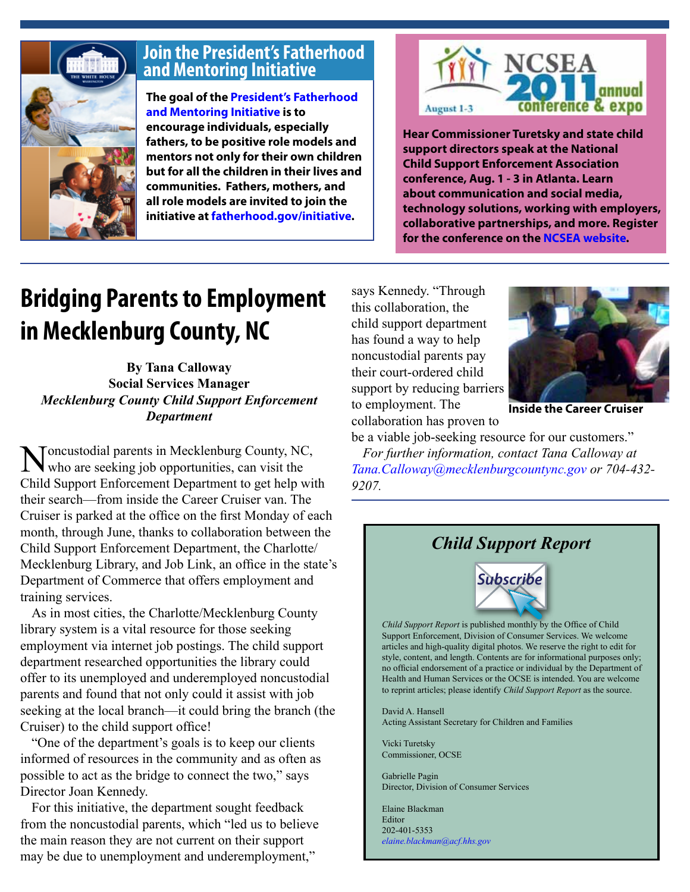## Join the President's Fatherhood and Mentoring Initiative

**The goal of the President's Fatherhood and Mentoring Initiative is to encourage individuals, especially fathers, to be positive role models and mentors not only for their own children but for all the children in their lives and communities. Fathers, mothers, and all role models are invited to join the initiative at fatherhood.gov/initiative.**

NCSEA 2011 annual conference & expo
August 1-3

**Hear Commissioner Turetsky and state child support directors speak at the National Child Support Enforcement Association conference, Aug. 1 - 3 in Atlanta. Learn about communication and social media, technology solutions, working with employers, collaborative partnerships, and more. Register for the conference on the NCSEA website.**

# Bridging Parents to Employment in Mecklenburg County, NC

**By Tana Calloway**
**Social Services Manager**
***Mecklenburg County Child Support Enforcement Department***

Noncustodial parents in Mecklenburg County, NC, who are seeking job opportunities, can visit the Child Support Enforcement Department to get help with their search—from inside the Career Cruiser van. The Cruiser is parked at the office on the first Monday of each month, through June, thanks to collaboration between the Child Support Enforcement Department, the Charlotte/Mecklenburg Library, and Job Link, an office in the state's Department of Commerce that offers employment and training services.

As in most cities, the Charlotte/Mecklenburg County library system is a vital resource for those seeking employment via internet job postings. The child support department researched opportunities the library could offer to its unemployed and underemployed noncustodial parents and found that not only could it assist with job seeking at the local branch—it could bring the branch (the Cruiser) to the child support office!

"One of the department's goals is to keep our clients informed of resources in the community and as often as possible to act as the bridge to connect the two," says Director Joan Kennedy.

For this initiative, the department sought feedback from the noncustodial parents, which "led us to believe the main reason they are not current on their support may be due to unemployment and underemployment," says Kennedy. "Through this collaboration, the child support department has found a way to help noncustodial parents pay their court-ordered child support by reducing barriers to employment. The collaboration has proven to be a viable job-seeking resource for our customers."

**Inside the Career Cruiser**

*For further information, contact Tana Calloway at Tana.Calloway@mecklenburgcountync.gov or 704-432-9207.*

## *Child Support Report*

Subscribe

*Child Support Report* is published monthly by the Office of Child Support Enforcement, Division of Consumer Services. We welcome articles and high-quality digital photos. We reserve the right to edit for style, content, and length. Contents are for informational purposes only; no official endorsement of a practice or individual by the Department of Health and Human Services or the OCSE is intended. You are welcome to reprint articles; please identify *Child Support Report* as the source.

David A. Hansell
Acting Assistant Secretary for Children and Families

Vicki Turetsky
Commissioner, OCSE

Gabrielle Pagin
Director, Division of Consumer Services

Elaine Blackman
Editor
202-401-5353
*elaine.blackman@acf.hhs.gov*